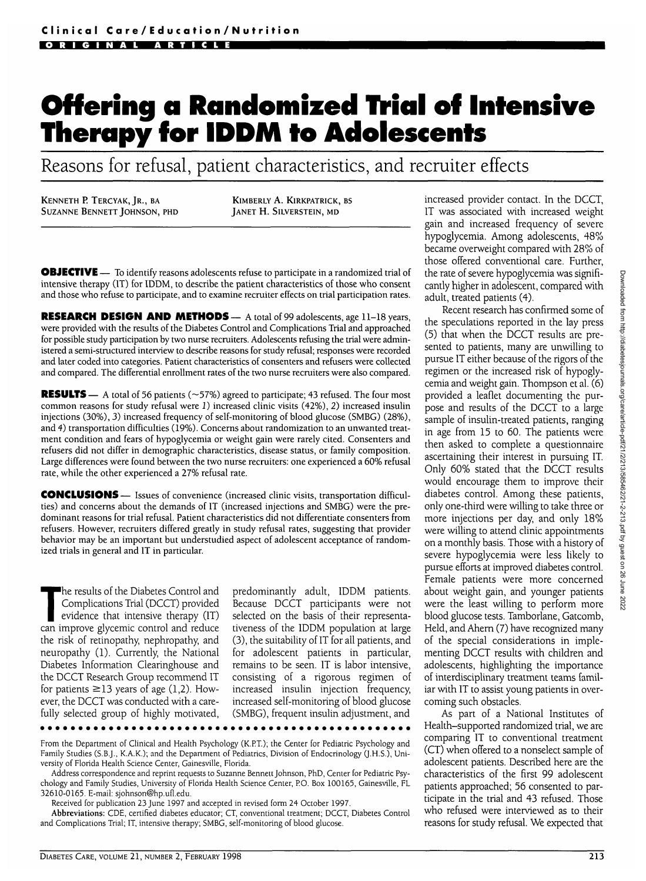# Offering a Randomized Trial of Intensive Therapy for IDDM to Adolescents

## Reasons for refusal, patient characteristics, and recruiter effects

KENNETH P. TERCYAK, JR., BA
SUZANNE BENNETT JOHNSON, PHD
KIMBERLY A. KIRKPATRICK, BS
JANET H. SILVERSTEIN, MD

**OBJECTIVE** — To identify reasons adolescents refuse to participate in a randomized trial of intensive therapy (IT) for IDDM, to describe the patient characteristics of those who consent and those who refuse to participate, and to examine recruiter effects on trial participation rates.

**RESEARCH DESIGN AND METHODS** — A total of 99 adolescents, age 11–18 years, were provided with the results of the Diabetes Control and Complications Trial and approached for possible study participation by two nurse recruiters. Adolescents refusing the trial were administered a semi-structured interview to describe reasons for study refusal; responses were recorded and later coded into categories. Patient characteristics of consenters and refusers were collected and compared. The differential enrollment rates of the two nurse recruiters were also compared.

**RESULTS** — A total of 56 patients (~57%) agreed to participate; 43 refused. The four most common reasons for study refusal were *1*) increased clinic visits (42%), *2*) increased insulin injections (30%), *3*) increased frequency of self-monitoring of blood glucose (SMBG) (28%), and *4*) transportation difficulties (19%). Concerns about randomization to an unwanted treatment condition and fears of hypoglycemia or weight gain were rarely cited. Consenters and refusers did not differ in demographic characteristics, disease status, or family composition. Large differences were found between the two nurse recruiters: one experienced a 60% refusal rate, while the other experienced a 27% refusal rate.

**CONCLUSIONS** — Issues of convenience (increased clinic visits, transportation difficulties) and concerns about the demands of IT (increased injections and SMBG) were the predominant reasons for trial refusal. Patient characteristics did not differentiate consenters from refusers. However, recruiters differed greatly in study refusal rates, suggesting that provider behavior may be an important but understudied aspect of adolescent acceptance of randomized trials in general and IT in particular.

The results of the Diabetes Control and Complications Trial (DCCT) provided evidence that intensive therapy (IT) can improve glycemic control and reduce the risk of retinopathy, nephropathy, and neuropathy (1). Currently, the National Diabetes Information Clearinghouse and the DCCT Research Group recommend IT for patients ≥13 years of age (1,2). However, the DCCT was conducted with a carefully selected group of highly motivated, predominantly adult, IDDM patients. Because DCCT participants were not selected on the basis of their representativeness of the IDDM population at large (3), the suitability of IT for all patients, and for adolescent patients in particular, remains to be seen. IT is labor intensive, consisting of a rigorous regimen of increased insulin injection frequency, increased self-monitoring of blood glucose (SMBG), frequent insulin adjustment, and increased provider contact. In the DCCT, IT was associated with increased weight gain and increased frequency of severe hypoglycemia. Among adolescents, 48% became overweight compared with 28% of those offered conventional care. Further, the rate of severe hypoglycemia was significantly higher in adolescent, compared with adult, treated patients (4).

Recent research has confirmed some of the speculations reported in the lay press (5) that when the DCCT results are presented to patients, many are unwilling to pursue IT either because of the rigors of the regimen or the increased risk of hypoglycemia and weight gain. Thompson et al. (6) provided a leaflet documenting the purpose and results of the DCCT to a large sample of insulin-treated patients, ranging in age from 15 to 60. The patients were then asked to complete a questionnaire ascertaining their interest in pursuing IT. Only 60% stated that the DCCT results would encourage them to improve their diabetes control. Among these patients, only one-third were willing to take three or more injections per day, and only 18% were willing to attend clinic appointments on a monthly basis. Those with a history of severe hypoglycemia were less likely to pursue efforts at improved diabetes control. Female patients were more concerned about weight gain, and younger patients were the least willing to perform more blood glucose tests. Tamborlane, Gatcomb, Held, and Ahern (7) have recognized many of the special considerations in implementing DCCT results with children and adolescents, highlighting the importance of interdisciplinary treatment teams familiar with IT to assist young patients in overcoming such obstacles.

As part of a National Institutes of Health–supported randomized trial, we are comparing IT to conventional treatment (CT) when offered to a nonselect sample of adolescent patients. Described here are the characteristics of the first 99 adolescent patients approached; 56 consented to participate in the trial and 43 refused. Those who refused were interviewed as to their reasons for study refusal. We expected that

From the Department of Clinical and Health Psychology (K.P.T.); the Center for Pediatric Psychology and Family Studies (S.B.J., K.A.K.); and the Department of Pediatrics, Division of Endocrinology (J.H.S.), University of Florida Health Science Center, Gainesville, Florida.

Address correspondence and reprint requests to Suzanne Bennett Johnson, PhD, Center for Pediatric Psychology and Family Studies, University of Florida Health Science Center, P.O. Box 100165, Gainesville, FL 32610-0165. E-mail: sjohnson@hp.ufl.edu.

Received for publication 23 June 1997 and accepted in revised form 24 October 1997.

**Abbreviations:** CDE, certified diabetes educator; CT, conventional treatment; DCCT, Diabetes Control and Complications Trial; IT, intensive therapy; SMBG, self-monitoring of blood glucose.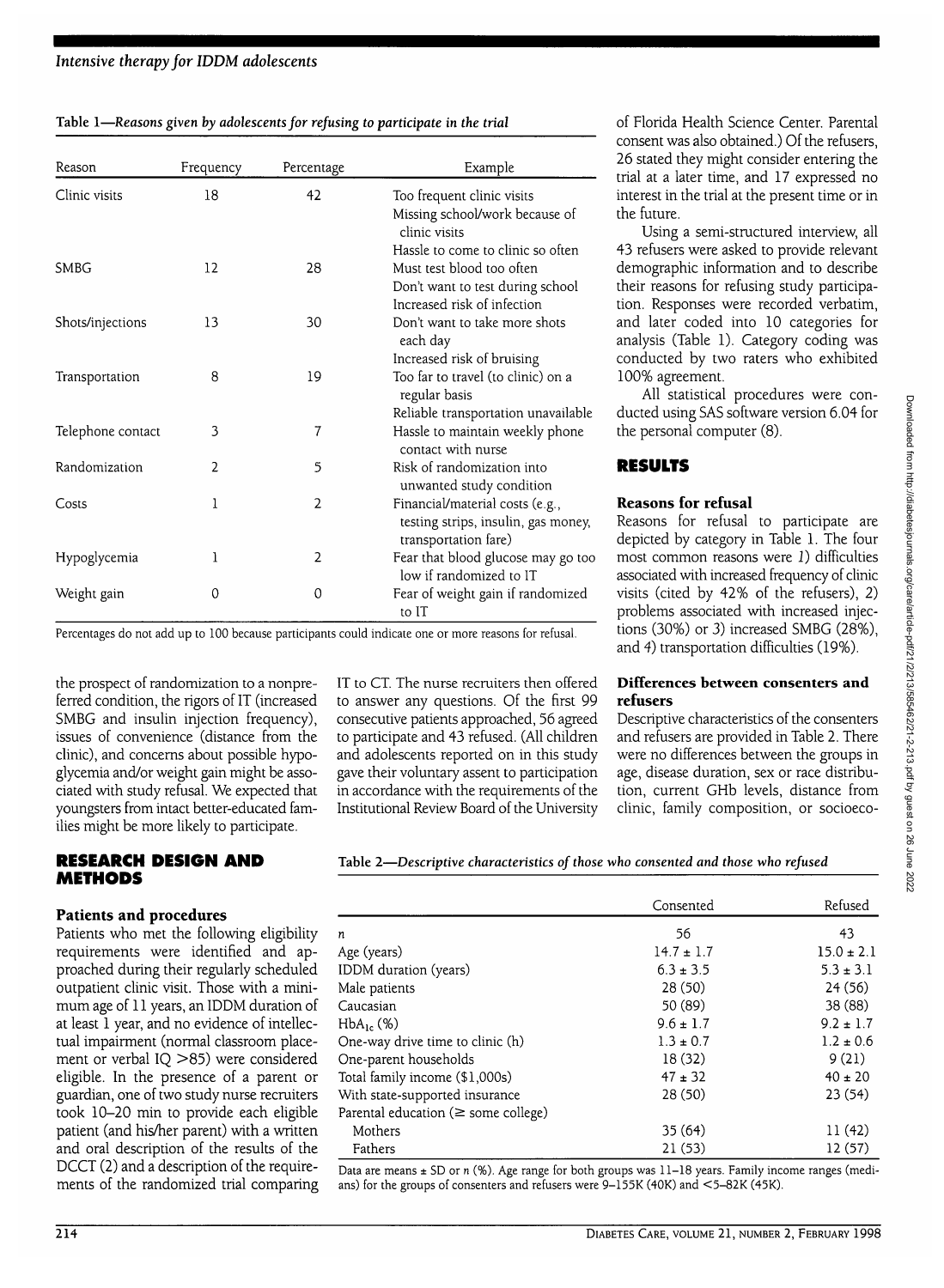Table 1—*Reasons given by adolescents for refusing to participate in the trial*

| Reason | Frequency | Percentage | Example |
|---|---|---|---|
| Clinic visits | 18 | 42 | Too frequent clinic visits<br>Missing school/work because of clinic visits<br>Hassle to come to clinic so often |
| SMBG | 12 | 28 | Must test blood too often<br>Don't want to test during school<br>Increased risk of infection |
| Shots/injections | 13 | 30 | Don't want to take more shots each day<br>Increased risk of bruising |
| Transportation | 8 | 19 | Too far to travel (to clinic) on a regular basis<br>Reliable transportation unavailable |
| Telephone contact | 3 | 7 | Hassle to maintain weekly phone contact with nurse |
| Randomization | 2 | 5 | Risk of randomization into unwanted study condition |
| Costs | 1 | 2 | Financial/material costs (e.g., testing strips, insulin, gas money, transportation fare) |
| Hypoglycemia | 1 | 2 | Fear that blood glucose may go too low if randomized to IT |
| Weight gain | 0 | 0 | Fear of weight gain if randomized to IT |

Percentages do not add up to 100 because participants could indicate one or more reasons for refusal.

the prospect of randomization to a nonpreferred condition, the rigors of IT (increased SMBG and insulin injection frequency), issues of convenience (distance from the clinic), and concerns about possible hypoglycemia and/or weight gain might be associated with study refusal. We expected that youngsters from intact better-educated families might be more likely to participate.

## RESEARCH DESIGN AND METHODS

### Patients and procedures

Patients who met the following eligibility requirements were identified and approached during their regularly scheduled outpatient clinic visit. Those with a minimum age of 11 years, an IDDM duration of at least 1 year, and no evidence of intellectual impairment (normal classroom placement or verbal IQ >85) were considered eligible. In the presence of a parent or guardian, one of two study nurse recruiters took 10–20 min to provide each eligible patient (and his/her parent) with a written and oral description of the results of the DCCT (2) and a description of the requirements of the randomized trial comparing IT to CT. The nurse recruiters then offered to answer any questions. Of the first 99 consecutive patients approached, 56 agreed to participate and 43 refused. (All children and adolescents reported on in this study gave their voluntary assent to participation in accordance with the requirements of the Institutional Review Board of the University of Florida Health Science Center. Parental consent was also obtained.) Of the refusers, 26 stated they might consider entering the trial at a later time, and 17 expressed no interest in the trial at the present time or in the future.

Using a semi-structured interview, all 43 refusers were asked to provide relevant demographic information and to describe their reasons for refusing study participation. Responses were recorded verbatim, and later coded into 10 categories for analysis (Table 1). Category coding was conducted by two raters who exhibited 100% agreement.

All statistical procedures were conducted using SAS software version 6.04 for the personal computer (8).

## RESULTS

### Reasons for refusal

Reasons for refusal to participate are depicted by category in Table 1. The four most common reasons were *1*) difficulties associated with increased frequency of clinic visits (cited by 42% of the refusers), *2*) problems associated with increased injections (30%) or *3*) increased SMBG (28%), and *4*) transportation difficulties (19%).

### Differences between consenters and refusers

Descriptive characteristics of the consenters and refusers are provided in Table 2. There were no differences between the groups in age, disease duration, sex or race distribution, current GHb levels, distance from clinic, family composition, or socioeco-

Table 2—*Descriptive characteristics of those who consented and those who refused*

| | Consented | Refused |
|---|---|---|
| $n$ | 56 | 43 |
| Age (years) | 14.7 ± 1.7 | 15.0 ± 2.1 |
| IDDM duration (years) | 6.3 ± 3.5 | 5.3 ± 3.1 |
| Male patients | 28 (50) | 24 (56) |
| Caucasian | 50 (89) | 38 (88) |
| $HbA_{1c}$ (%) | 9.6 ± 1.7 | 9.2 ± 1.7 |
| One-way drive time to clinic (h) | 1.3 ± 0.7 | 1.2 ± 0.6 |
| One-parent households | 18 (32) | 9 (21) |
| Total family income ($1,000s) | 47 ± 32 | 40 ± 20 |
| With state-supported insurance | 28 (50) | 23 (54) |
| Parental education (≥ some college) | | |
| Mothers | 35 (64) | 11 (42) |
| Fathers | 21 (53) | 12 (57) |

Data are means ± SD or $n$ (%). Age range for both groups was 11–18 years. Family income ranges (medians) for the groups of consenters and refusers were 9–155K (40K) and <5–82K (45K).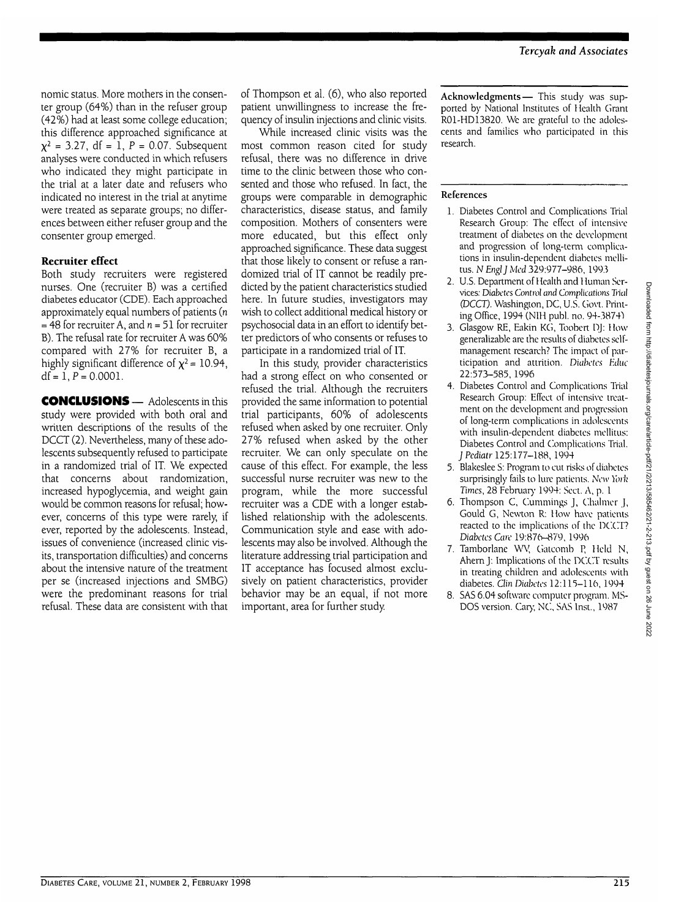nomic status. More mothers in the consenter group (64%) than in the refuser group (42%) had at least some college education; this difference approached significance at $\chi^2 = 3.27$, df = 1, $P = 0.07$. Subsequent analyses were conducted in which refusers who indicated they might participate in the trial at a later date and refusers who indicated no interest in the trial at anytime were treated as separate groups; no differences between either refuser group and the consenter group emerged.

### Recruiter effect

Both study recruiters were registered nurses. One (recruiter B) was a certified diabetes educator (CDE). Each approached approximately equal numbers of patients ($n = 48$ for recruiter A, and $n = 51$ for recruiter B). The refusal rate for recruiter A was 60% compared with 27% for recruiter B, a highly significant difference of $\chi^2 = 10.94$, df = 1, $P = 0.0001$.

## CONCLUSIONS

Adolescents in this study were provided with both oral and written descriptions of the results of the DCCT (2). Nevertheless, many of these adolescents subsequently refused to participate in a randomized trial of IT. We expected that concerns about randomization, increased hypoglycemia, and weight gain would be common reasons for refusal; however, concerns of this type were rarely, if ever, reported by the adolescents. Instead, issues of convenience (increased clinic visits, transportation difficulties) and concerns about the intensive nature of the treatment per se (increased injections and SMBG) were the predominant reasons for trial refusal. These data are consistent with that of Thompson et al. (6), who also reported patient unwillingness to increase the frequency of insulin injections and clinic visits.

While increased clinic visits was the most common reason cited for study refusal, there was no difference in drive time to the clinic between those who consented and those who refused. In fact, the groups were comparable in demographic characteristics, disease status, and family composition. Mothers of consenters were more educated, but this effect only approached significance. These data suggest that those likely to consent or refuse a randomized trial of IT cannot be readily predicted by the patient characteristics studied here. In future studies, investigators may wish to collect additional medical history or psychosocial data in an effort to identify better predictors of who consents or refuses to participate in a randomized trial of IT.

In this study, provider characteristics had a strong effect on who consented or refused the trial. Although the recruiters provided the same information to potential trial participants, 60% of adolescents refused when asked by one recruiter. Only 27% refused when asked by the other recruiter. We can only speculate on the cause of this effect. For example, the less successful nurse recruiter was new to the program, while the more successful recruiter was a CDE with a longer established relationship with the adolescents. Communication style and ease with adolescents may also be involved. Although the literature addressing trial participation and IT acceptance has focused almost exclusively on patient characteristics, provider behavior may be an equal, if not more important, area for further study.

**Acknowledgments** — This study was supported by National Institutes of Health Grant R01-HD13820. We are grateful to the adolescents and families who participated in this research.

## References

1. Diabetes Control and Complications Trial Research Group: The effect of intensive treatment of diabetes on the development and progression of long-term complications in insulin-dependent diabetes mellitus. *N Engl J Med* 329:977–986, 1993
2. U.S. Department of Health and Human Services: *Diabetes Control and Complications Trial (DCCT)*. Washington, DC, U.S. Govt. Printing Office, 1994 (NIH publ. no. 94-3874)
3. Glasgow RE, Eakin KG, Toobert DJ: How generalizable are the results of diabetes self-management research? The impact of participation and attrition. *Diabetes Educ* 22:573–585, 1996
4. Diabetes Control and Complications Trial Research Group: Effect of intensive treatment on the development and progression of long-term complications in adolescents with insulin-dependent diabetes mellitus: Diabetes Control and Complications Trial. *J Pediatr* 125:177–188, 1994
5. Blakeslee S: Program to cut risks of diabetes surprisingly fails to lure patients. *New York Times*, 28 February 1994: Sect. A, p. 1
6. Thompson C, Cummings J, Chalmer J, Gould G, Newton R: How have patients reacted to the implications of the DCCT? *Diabetes Care* 19:876–879, 1996
7. Tamborlane WV, Gatcomb P, Held N, Ahern J: Implications of the DCCT results in treating children and adolescents with diabetes. *Clin Diabetes* 12:115–116, 1994
8. SAS 6.04 software computer program. MS-DOS version. Cary, NC, SAS Inst., 1987